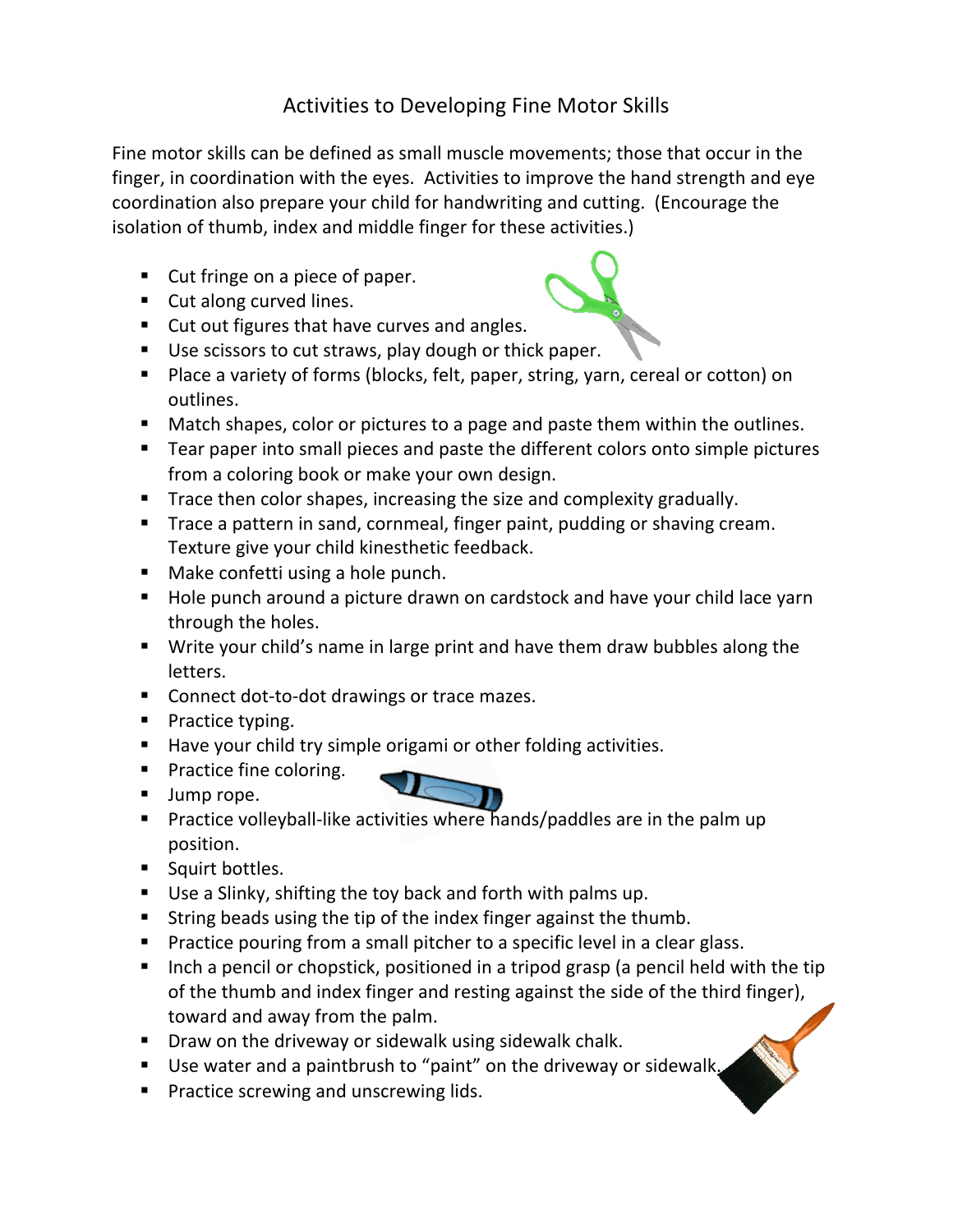# Activities to Developing Fine Motor Skills

Fine motor skills can be defined as small muscle movements; those that occur in the finger, in coordination with the eyes. Activities to improve the hand strength and eye coordination also prepare your child for handwriting and cutting. (Encourage the isolation of thumb, index and middle finger for these activities.)

- Cut fringe on a piece of paper.
- Cut along curved lines.
- Cut out figures that have curves and angles.
- Use scissors to cut straws, play dough or thick paper.
- Place a variety of forms (blocks, felt, paper, string, yarn, cereal or cotton) on outlines.
- Match shapes, color or pictures to a page and paste them within the outlines.
- Tear paper into small pieces and paste the different colors onto simple pictures from a coloring book or make your own design.
- Trace then color shapes, increasing the size and complexity gradually.
- Trace a pattern in sand, cornmeal, finger paint, pudding or shaving cream. Texture give your child kinesthetic feedback.
- Make confetti using a hole punch.
- Hole punch around a picture drawn on cardstock and have your child lace yarn through the holes.
- Write your child's name in large print and have them draw bubbles along the letters.
- Connect dot-to-dot drawings or trace mazes.
- Practice typing.
- Have your child try simple origami or other folding activities.
- Practice fine coloring.
- Jump rope.
- Practice volleyball-like activities where hands/paddles are in the palm up position.
- Squirt bottles.
- Use a Slinky, shifting the toy back and forth with palms up.
- String beads using the tip of the index finger against the thumb.
- Practice pouring from a small pitcher to a specific level in a clear glass.
- Inch a pencil or chopstick, positioned in a tripod grasp (a pencil held with the tip of the thumb and index finger and resting against the side of the third finger), toward and away from the palm.
- Draw on the driveway or sidewalk using sidewalk chalk.
- Use water and a paintbrush to "paint" on the driveway or sidewalk.
- Practice screwing and unscrewing lids.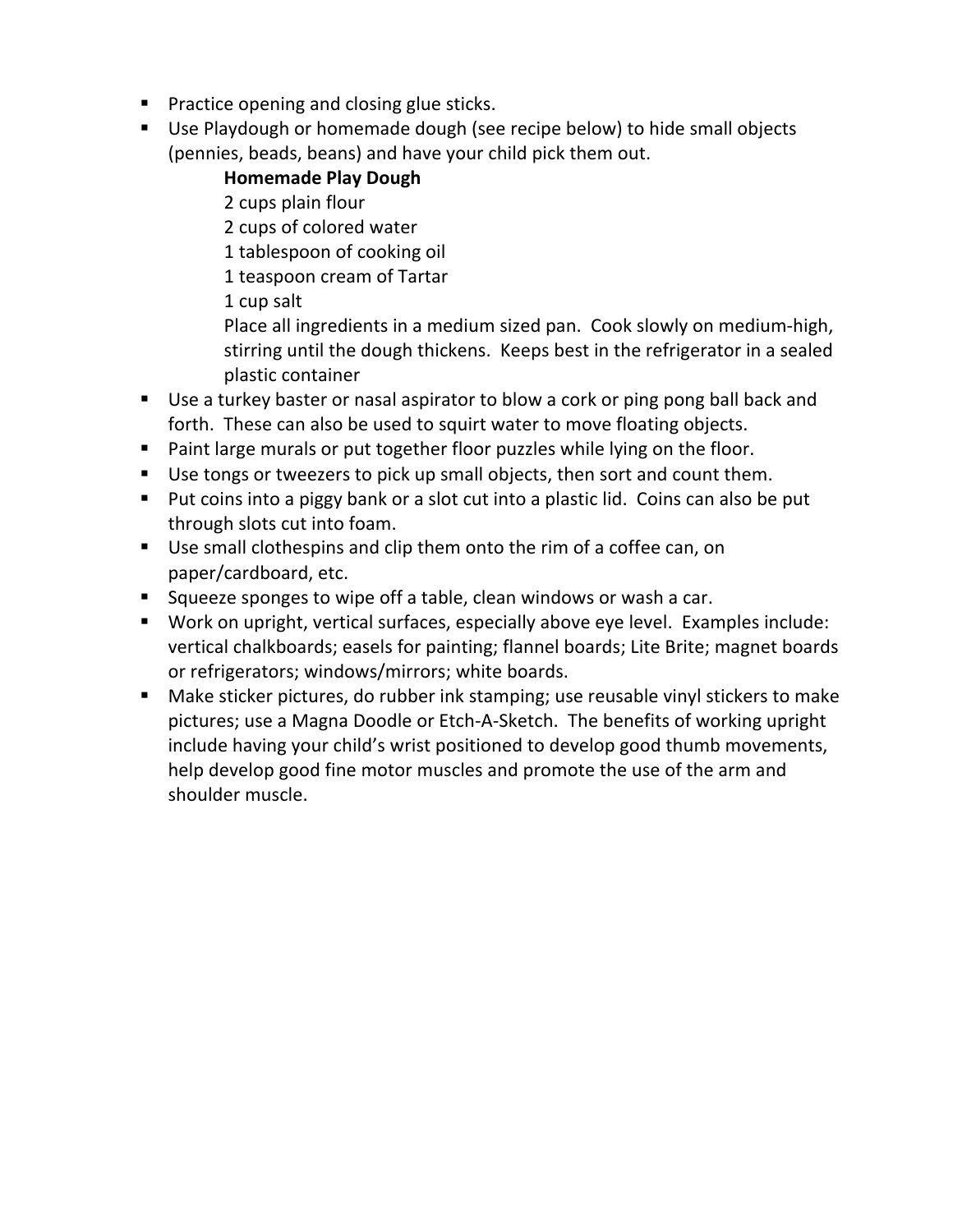- Practice opening and closing glue sticks.
- Use Playdough or homemade dough (see recipe below) to hide small objects (pennies, beads, beans) and have your child pick them out.

  **Homemade Play Dough**

  2 cups plain flour  
  2 cups of colored water  
  1 tablespoon of cooking oil  
  1 teaspoon cream of Tartar  
  1 cup salt  
  Place all ingredients in a medium sized pan. Cook slowly on medium-high, stirring until the dough thickens. Keeps best in the refrigerator in a sealed plastic container

- Use a turkey baster or nasal aspirator to blow a cork or ping pong ball back and forth. These can also be used to squirt water to move floating objects.
- Paint large murals or put together floor puzzles while lying on the floor.
- Use tongs or tweezers to pick up small objects, then sort and count them.
- Put coins into a piggy bank or a slot cut into a plastic lid. Coins can also be put through slots cut into foam.
- Use small clothespins and clip them onto the rim of a coffee can, on paper/cardboard, etc.
- Squeeze sponges to wipe off a table, clean windows or wash a car.
- Work on upright, vertical surfaces, especially above eye level. Examples include: vertical chalkboards; easels for painting; flannel boards; Lite Brite; magnet boards or refrigerators; windows/mirrors; white boards.
- Make sticker pictures, do rubber ink stamping; use reusable vinyl stickers to make pictures; use a Magna Doodle or Etch-A-Sketch. The benefits of working upright include having your child's wrist positioned to develop good thumb movements, help develop good fine motor muscles and promote the use of the arm and shoulder muscle.